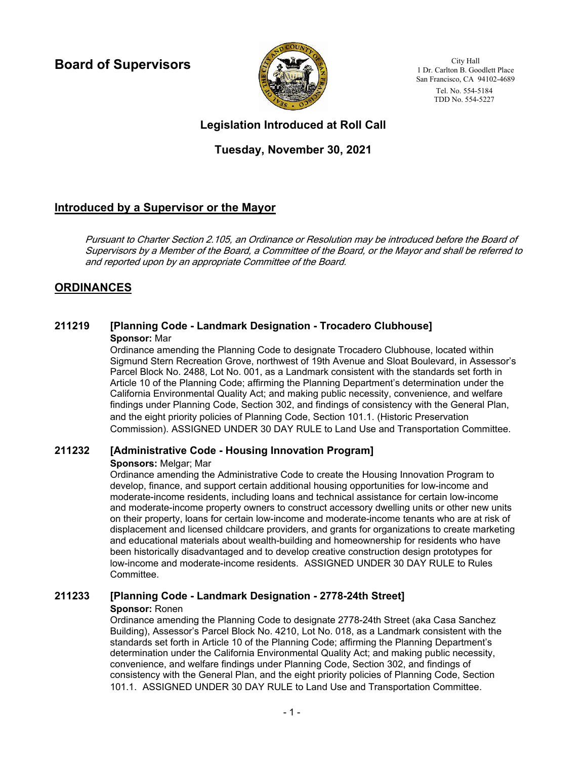**Board of Supervisors**

City Hall
1 Dr. Carlton B. Goodlett Place
San Francisco, CA 94102-4689
Tel. No. 554-5184
TDD No. 554-5227

# Legislation Introduced at Roll Call

## Tuesday, November 30, 2021

## Introduced by a Supervisor or the Mayor

*Pursuant to Charter Section 2.105, an Ordinance or Resolution may be introduced before the Board of Supervisors by a Member of the Board, a Committee of the Board, or the Mayor and shall be referred to and reported upon by an appropriate Committee of the Board.*

## ORDINANCES

### 211219 [Planning Code - Landmark Designation - Trocadero Clubhouse]

**Sponsor:** Mar

Ordinance amending the Planning Code to designate Trocadero Clubhouse, located within Sigmund Stern Recreation Grove, northwest of 19th Avenue and Sloat Boulevard, in Assessor's Parcel Block No. 2488, Lot No. 001, as a Landmark consistent with the standards set forth in Article 10 of the Planning Code; affirming the Planning Department's determination under the California Environmental Quality Act; and making public necessity, convenience, and welfare findings under Planning Code, Section 302, and findings of consistency with the General Plan, and the eight priority policies of Planning Code, Section 101.1. (Historic Preservation Commission). ASSIGNED UNDER 30 DAY RULE to Land Use and Transportation Committee.

### 211232 [Administrative Code - Housing Innovation Program]

**Sponsors:** Melgar; Mar

Ordinance amending the Administrative Code to create the Housing Innovation Program to develop, finance, and support certain additional housing opportunities for low-income and moderate-income residents, including loans and technical assistance for certain low-income and moderate-income property owners to construct accessory dwelling units or other new units on their property, loans for certain low-income and moderate-income tenants who are at risk of displacement and licensed childcare providers, and grants for organizations to create marketing and educational materials about wealth-building and homeownership for residents who have been historically disadvantaged and to develop creative construction design prototypes for low-income and moderate-income residents. ASSIGNED UNDER 30 DAY RULE to Rules Committee.

### 211233 [Planning Code - Landmark Designation - 2778-24th Street]

**Sponsor:** Ronen

Ordinance amending the Planning Code to designate 2778-24th Street (aka Casa Sanchez Building), Assessor's Parcel Block No. 4210, Lot No. 018, as a Landmark consistent with the standards set forth in Article 10 of the Planning Code; affirming the Planning Department's determination under the California Environmental Quality Act; and making public necessity, convenience, and welfare findings under Planning Code, Section 302, and findings of consistency with the General Plan, and the eight priority policies of Planning Code, Section 101.1. ASSIGNED UNDER 30 DAY RULE to Land Use and Transportation Committee.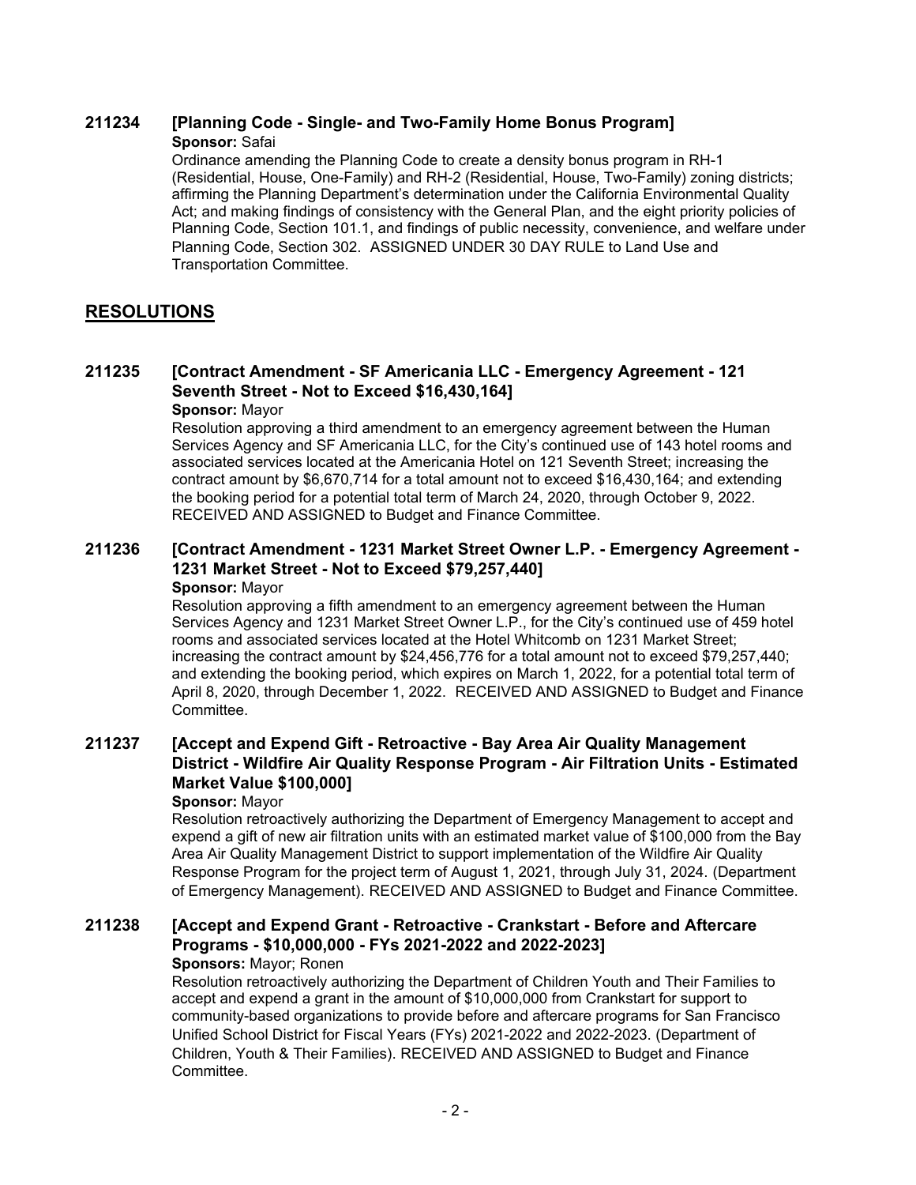### 211234 [Planning Code - Single- and Two-Family Home Bonus Program]

**Sponsor:** Safai

Ordinance amending the Planning Code to create a density bonus program in RH-1 (Residential, House, One-Family) and RH-2 (Residential, House, Two-Family) zoning districts; affirming the Planning Department's determination under the California Environmental Quality Act; and making findings of consistency with the General Plan, and the eight priority policies of Planning Code, Section 101.1, and findings of public necessity, convenience, and welfare under Planning Code, Section 302. ASSIGNED UNDER 30 DAY RULE to Land Use and Transportation Committee.

## RESOLUTIONS

### 211235 [Contract Amendment - SF Americania LLC - Emergency Agreement - 121 Seventh Street - Not to Exceed $16,430,164]

**Sponsor:** Mayor

Resolution approving a third amendment to an emergency agreement between the Human Services Agency and SF Americania LLC, for the City's continued use of 143 hotel rooms and associated services located at the Americania Hotel on 121 Seventh Street; increasing the contract amount by $6,670,714 for a total amount not to exceed $16,430,164; and extending the booking period for a potential total term of March 24, 2020, through October 9, 2022. RECEIVED AND ASSIGNED to Budget and Finance Committee.

### 211236 [Contract Amendment - 1231 Market Street Owner L.P. - Emergency Agreement - 1231 Market Street - Not to Exceed $79,257,440]

**Sponsor:** Mayor

Resolution approving a fifth amendment to an emergency agreement between the Human Services Agency and 1231 Market Street Owner L.P., for the City's continued use of 459 hotel rooms and associated services located at the Hotel Whitcomb on 1231 Market Street; increasing the contract amount by $24,456,776 for a total amount not to exceed $79,257,440; and extending the booking period, which expires on March 1, 2022, for a potential total term of April 8, 2020, through December 1, 2022. RECEIVED AND ASSIGNED to Budget and Finance Committee.

### 211237 [Accept and Expend Gift - Retroactive - Bay Area Air Quality Management District - Wildfire Air Quality Response Program - Air Filtration Units - Estimated Market Value $100,000]

**Sponsor:** Mayor

Resolution retroactively authorizing the Department of Emergency Management to accept and expend a gift of new air filtration units with an estimated market value of $100,000 from the Bay Area Air Quality Management District to support implementation of the Wildfire Air Quality Response Program for the project term of August 1, 2021, through July 31, 2024. (Department of Emergency Management). RECEIVED AND ASSIGNED to Budget and Finance Committee.

### 211238 [Accept and Expend Grant - Retroactive - Crankstart - Before and Aftercare Programs - $10,000,000 - FYs 2021-2022 and 2022-2023]

**Sponsors:** Mayor; Ronen

Resolution retroactively authorizing the Department of Children Youth and Their Families to accept and expend a grant in the amount of $10,000,000 from Crankstart for support to community-based organizations to provide before and aftercare programs for San Francisco Unified School District for Fiscal Years (FYs) 2021-2022 and 2022-2023. (Department of Children, Youth & Their Families). RECEIVED AND ASSIGNED to Budget and Finance Committee.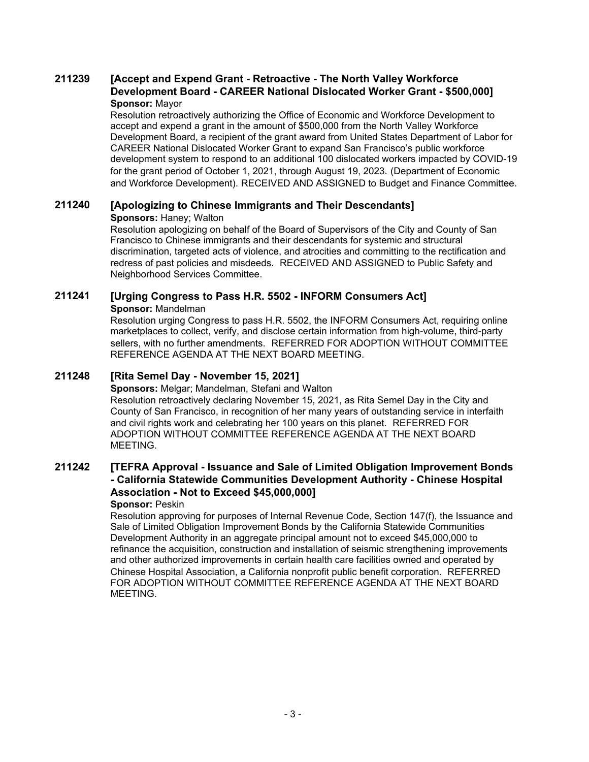### 211239 [Accept and Expend Grant - Retroactive - The North Valley Workforce Development Board - CAREER National Dislocated Worker Grant - $500,000]

**Sponsor:** Mayor

Resolution retroactively authorizing the Office of Economic and Workforce Development to accept and expend a grant in the amount of $500,000 from the North Valley Workforce Development Board, a recipient of the grant award from United States Department of Labor for CAREER National Dislocated Worker Grant to expand San Francisco's public workforce development system to respond to an additional 100 dislocated workers impacted by COVID-19 for the grant period of October 1, 2021, through August 19, 2023. (Department of Economic and Workforce Development). RECEIVED AND ASSIGNED to Budget and Finance Committee.

### 211240 [Apologizing to Chinese Immigrants and Their Descendants]

**Sponsors:** Haney; Walton

Resolution apologizing on behalf of the Board of Supervisors of the City and County of San Francisco to Chinese immigrants and their descendants for systemic and structural discrimination, targeted acts of violence, and atrocities and committing to the rectification and redress of past policies and misdeeds. RECEIVED AND ASSIGNED to Public Safety and Neighborhood Services Committee.

### 211241 [Urging Congress to Pass H.R. 5502 - INFORM Consumers Act]

**Sponsor:** Mandelman

Resolution urging Congress to pass H.R. 5502, the INFORM Consumers Act, requiring online marketplaces to collect, verify, and disclose certain information from high-volume, third-party sellers, with no further amendments. REFERRED FOR ADOPTION WITHOUT COMMITTEE REFERENCE AGENDA AT THE NEXT BOARD MEETING.

### 211248 [Rita Semel Day - November 15, 2021]

**Sponsors:** Melgar; Mandelman, Stefani and Walton

Resolution retroactively declaring November 15, 2021, as Rita Semel Day in the City and County of San Francisco, in recognition of her many years of outstanding service in interfaith and civil rights work and celebrating her 100 years on this planet. REFERRED FOR ADOPTION WITHOUT COMMITTEE REFERENCE AGENDA AT THE NEXT BOARD MEETING.

### 211242 [TEFRA Approval - Issuance and Sale of Limited Obligation Improvement Bonds - California Statewide Communities Development Authority - Chinese Hospital Association - Not to Exceed $45,000,000]

**Sponsor:** Peskin

Resolution approving for purposes of Internal Revenue Code, Section 147(f), the Issuance and Sale of Limited Obligation Improvement Bonds by the California Statewide Communities Development Authority in an aggregate principal amount not to exceed $45,000,000 to refinance the acquisition, construction and installation of seismic strengthening improvements and other authorized improvements in certain health care facilities owned and operated by Chinese Hospital Association, a California nonprofit public benefit corporation. REFERRED FOR ADOPTION WITHOUT COMMITTEE REFERENCE AGENDA AT THE NEXT BOARD MEETING.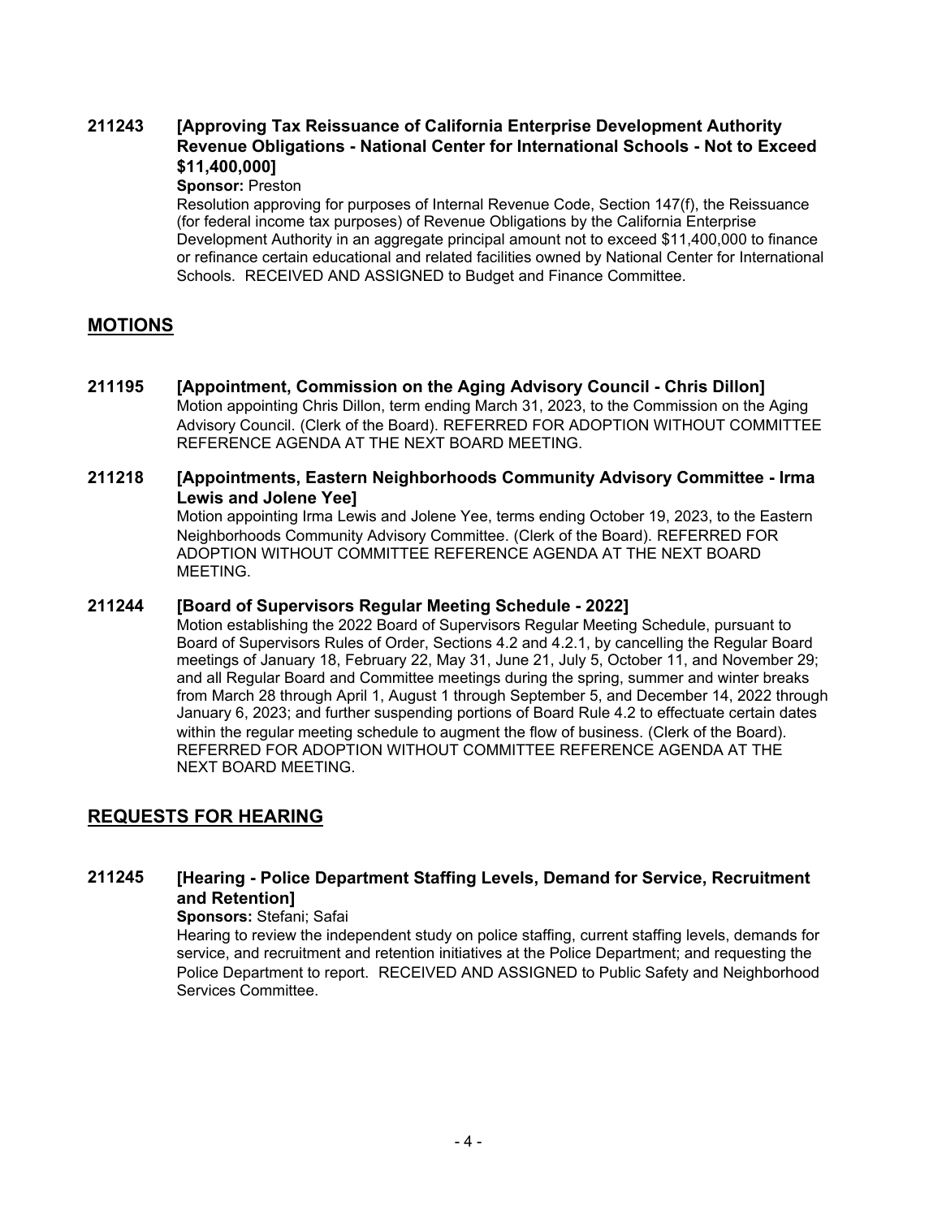**211243 [Approving Tax Reissuance of California Enterprise Development Authority Revenue Obligations - National Center for International Schools - Not to Exceed $11,400,000]**

**Sponsor:** Preston

Resolution approving for purposes of Internal Revenue Code, Section 147(f), the Reissuance (for federal income tax purposes) of Revenue Obligations by the California Enterprise Development Authority in an aggregate principal amount not to exceed $11,400,000 to finance or refinance certain educational and related facilities owned by National Center for International Schools. RECEIVED AND ASSIGNED to Budget and Finance Committee.

## MOTIONS

**211195 [Appointment, Commission on the Aging Advisory Council - Chris Dillon]**

Motion appointing Chris Dillon, term ending March 31, 2023, to the Commission on the Aging Advisory Council. (Clerk of the Board). REFERRED FOR ADOPTION WITHOUT COMMITTEE REFERENCE AGENDA AT THE NEXT BOARD MEETING.

**211218 [Appointments, Eastern Neighborhoods Community Advisory Committee - Irma Lewis and Jolene Yee]**

Motion appointing Irma Lewis and Jolene Yee, terms ending October 19, 2023, to the Eastern Neighborhoods Community Advisory Committee. (Clerk of the Board). REFERRED FOR ADOPTION WITHOUT COMMITTEE REFERENCE AGENDA AT THE NEXT BOARD MEETING.

**211244 [Board of Supervisors Regular Meeting Schedule - 2022]**

Motion establishing the 2022 Board of Supervisors Regular Meeting Schedule, pursuant to Board of Supervisors Rules of Order, Sections 4.2 and 4.2.1, by cancelling the Regular Board meetings of January 18, February 22, May 31, June 21, July 5, October 11, and November 29; and all Regular Board and Committee meetings during the spring, summer and winter breaks from March 28 through April 1, August 1 through September 5, and December 14, 2022 through January 6, 2023; and further suspending portions of Board Rule 4.2 to effectuate certain dates within the regular meeting schedule to augment the flow of business. (Clerk of the Board). REFERRED FOR ADOPTION WITHOUT COMMITTEE REFERENCE AGENDA AT THE NEXT BOARD MEETING.

## REQUESTS FOR HEARING

**211245 [Hearing - Police Department Staffing Levels, Demand for Service, Recruitment and Retention]**

**Sponsors:** Stefani; Safai

Hearing to review the independent study on police staffing, current staffing levels, demands for service, and recruitment and retention initiatives at the Police Department; and requesting the Police Department to report. RECEIVED AND ASSIGNED to Public Safety and Neighborhood Services Committee.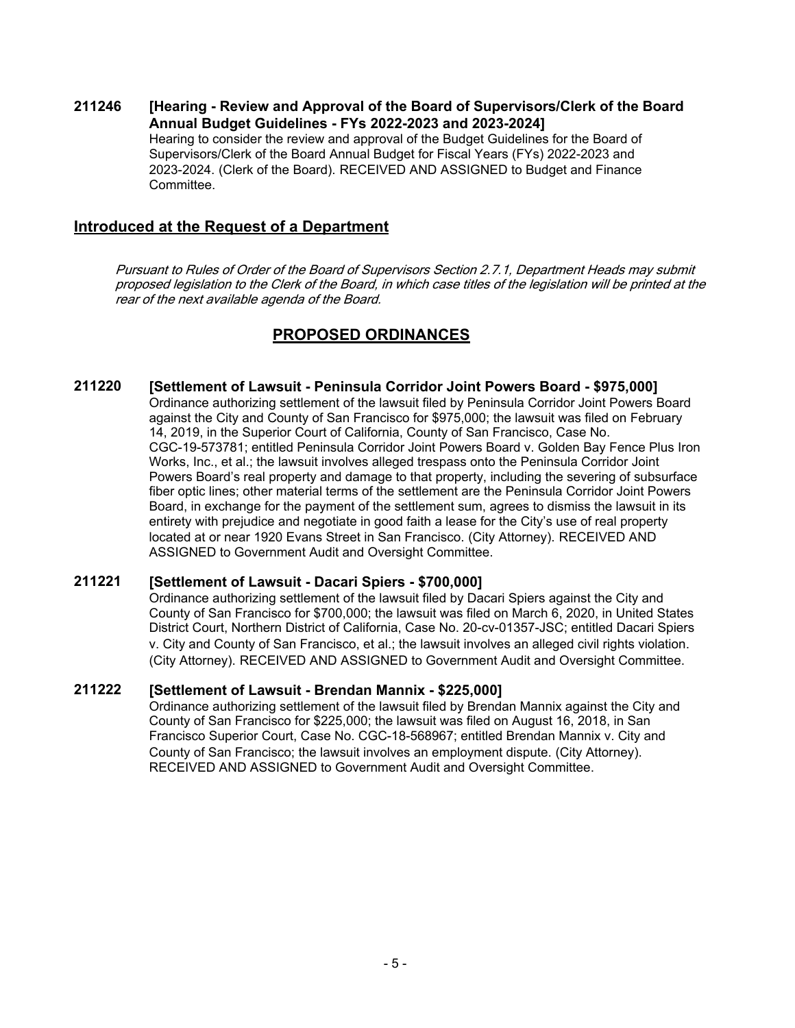**211246 [Hearing - Review and Approval of the Board of Supervisors/Clerk of the Board Annual Budget Guidelines - FYs 2022-2023 and 2023-2024]**

Hearing to consider the review and approval of the Budget Guidelines for the Board of Supervisors/Clerk of the Board Annual Budget for Fiscal Years (FYs) 2022-2023 and 2023-2024. (Clerk of the Board). RECEIVED AND ASSIGNED to Budget and Finance Committee.

## Introduced at the Request of a Department

*Pursuant to Rules of Order of the Board of Supervisors Section 2.7.1, Department Heads may submit proposed legislation to the Clerk of the Board, in which case titles of the legislation will be printed at the rear of the next available agenda of the Board.*

## PROPOSED ORDINANCES

**211220 [Settlement of Lawsuit - Peninsula Corridor Joint Powers Board - $975,000]**

Ordinance authorizing settlement of the lawsuit filed by Peninsula Corridor Joint Powers Board against the City and County of San Francisco for $975,000; the lawsuit was filed on February 14, 2019, in the Superior Court of California, County of San Francisco, Case No. CGC-19-573781; entitled Peninsula Corridor Joint Powers Board v. Golden Bay Fence Plus Iron Works, Inc., et al.; the lawsuit involves alleged trespass onto the Peninsula Corridor Joint Powers Board's real property and damage to that property, including the severing of subsurface fiber optic lines; other material terms of the settlement are the Peninsula Corridor Joint Powers Board, in exchange for the payment of the settlement sum, agrees to dismiss the lawsuit in its entirety with prejudice and negotiate in good faith a lease for the City's use of real property located at or near 1920 Evans Street in San Francisco. (City Attorney). RECEIVED AND ASSIGNED to Government Audit and Oversight Committee.

**211221 [Settlement of Lawsuit - Dacari Spiers - $700,000]**

Ordinance authorizing settlement of the lawsuit filed by Dacari Spiers against the City and County of San Francisco for $700,000; the lawsuit was filed on March 6, 2020, in United States District Court, Northern District of California, Case No. 20-cv-01357-JSC; entitled Dacari Spiers v. City and County of San Francisco, et al.; the lawsuit involves an alleged civil rights violation. (City Attorney). RECEIVED AND ASSIGNED to Government Audit and Oversight Committee.

**211222 [Settlement of Lawsuit - Brendan Mannix - $225,000]**

Ordinance authorizing settlement of the lawsuit filed by Brendan Mannix against the City and County of San Francisco for $225,000; the lawsuit was filed on August 16, 2018, in San Francisco Superior Court, Case No. CGC-18-568967; entitled Brendan Mannix v. City and County of San Francisco; the lawsuit involves an employment dispute. (City Attorney). RECEIVED AND ASSIGNED to Government Audit and Oversight Committee.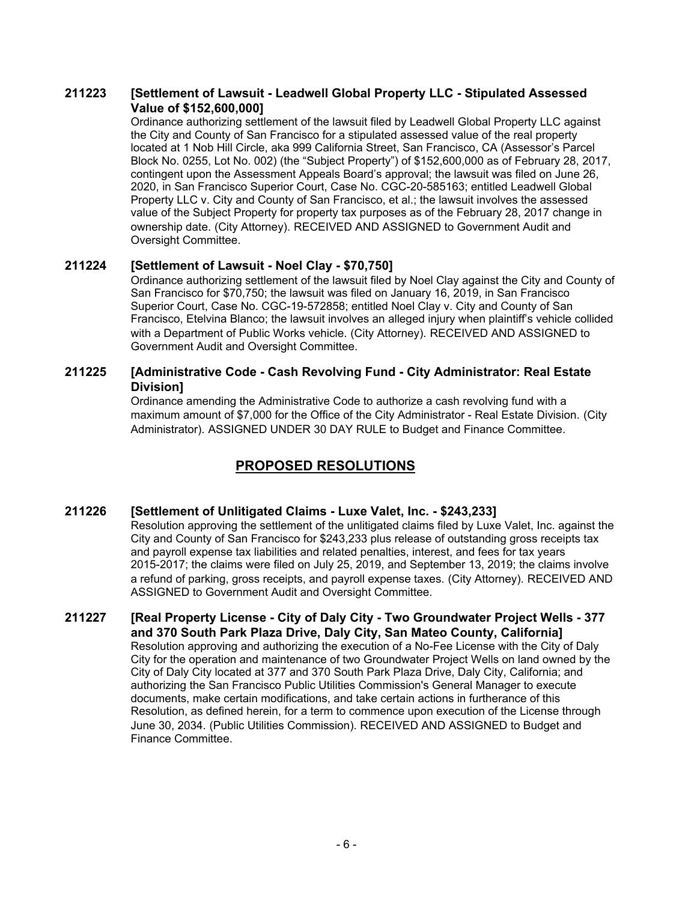**211223 [Settlement of Lawsuit - Leadwell Global Property LLC - Stipulated Assessed Value of $152,600,000]**

Ordinance authorizing settlement of the lawsuit filed by Leadwell Global Property LLC against the City and County of San Francisco for a stipulated assessed value of the real property located at 1 Nob Hill Circle, aka 999 California Street, San Francisco, CA (Assessor's Parcel Block No. 0255, Lot No. 002) (the "Subject Property") of $152,600,000 as of February 28, 2017, contingent upon the Assessment Appeals Board's approval; the lawsuit was filed on June 26, 2020, in San Francisco Superior Court, Case No. CGC-20-585163; entitled Leadwell Global Property LLC v. City and County of San Francisco, et al.; the lawsuit involves the assessed value of the Subject Property for property tax purposes as of the February 28, 2017 change in ownership date. (City Attorney). RECEIVED AND ASSIGNED to Government Audit and Oversight Committee.

**211224 [Settlement of Lawsuit - Noel Clay - $70,750]**

Ordinance authorizing settlement of the lawsuit filed by Noel Clay against the City and County of San Francisco for $70,750; the lawsuit was filed on January 16, 2019, in San Francisco Superior Court, Case No. CGC-19-572858; entitled Noel Clay v. City and County of San Francisco, Etelvina Blanco; the lawsuit involves an alleged injury when plaintiff's vehicle collided with a Department of Public Works vehicle. (City Attorney). RECEIVED AND ASSIGNED to Government Audit and Oversight Committee.

**211225 [Administrative Code - Cash Revolving Fund - City Administrator: Real Estate Division]**

Ordinance amending the Administrative Code to authorize a cash revolving fund with a maximum amount of $7,000 for the Office of the City Administrator - Real Estate Division. (City Administrator). ASSIGNED UNDER 30 DAY RULE to Budget and Finance Committee.

## PROPOSED RESOLUTIONS

**211226 [Settlement of Unlitigated Claims - Luxe Valet, Inc. - $243,233]**

Resolution approving the settlement of the unlitigated claims filed by Luxe Valet, Inc. against the City and County of San Francisco for $243,233 plus release of outstanding gross receipts tax and payroll expense tax liabilities and related penalties, interest, and fees for tax years 2015-2017; the claims were filed on July 25, 2019, and September 13, 2019; the claims involve a refund of parking, gross receipts, and payroll expense taxes. (City Attorney). RECEIVED AND ASSIGNED to Government Audit and Oversight Committee.

**211227 [Real Property License - City of Daly City - Two Groundwater Project Wells - 377 and 370 South Park Plaza Drive, Daly City, San Mateo County, California]**

Resolution approving and authorizing the execution of a No-Fee License with the City of Daly City for the operation and maintenance of two Groundwater Project Wells on land owned by the City of Daly City located at 377 and 370 South Park Plaza Drive, Daly City, California; and authorizing the San Francisco Public Utilities Commission's General Manager to execute documents, make certain modifications, and take certain actions in furtherance of this Resolution, as defined herein, for a term to commence upon execution of the License through June 30, 2034. (Public Utilities Commission). RECEIVED AND ASSIGNED to Budget and Finance Committee.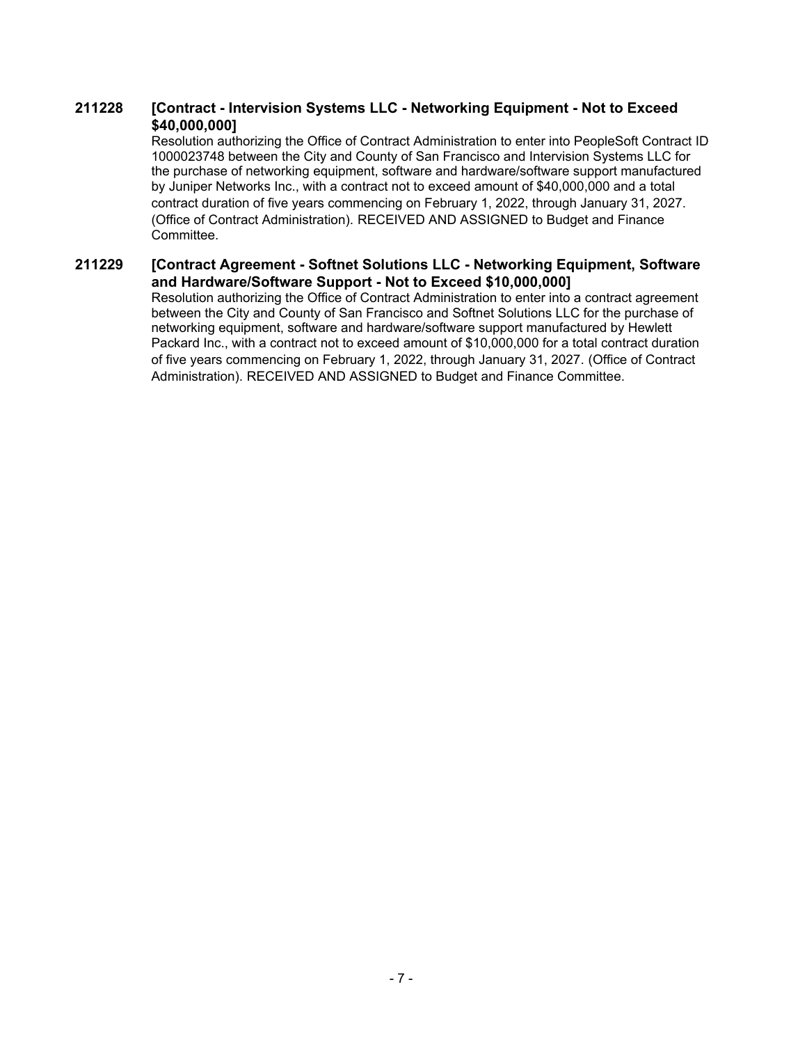**211228 [Contract - Intervision Systems LLC - Networking Equipment - Not to Exceed $40,000,000]**

Resolution authorizing the Office of Contract Administration to enter into PeopleSoft Contract ID 1000023748 between the City and County of San Francisco and Intervision Systems LLC for the purchase of networking equipment, software and hardware/software support manufactured by Juniper Networks Inc., with a contract not to exceed amount of $40,000,000 and a total contract duration of five years commencing on February 1, 2022, through January 31, 2027. (Office of Contract Administration). RECEIVED AND ASSIGNED to Budget and Finance Committee.

**211229 [Contract Agreement - Softnet Solutions LLC - Networking Equipment, Software and Hardware/Software Support - Not to Exceed $10,000,000]**

Resolution authorizing the Office of Contract Administration to enter into a contract agreement between the City and County of San Francisco and Softnet Solutions LLC for the purchase of networking equipment, software and hardware/software support manufactured by Hewlett Packard Inc., with a contract not to exceed amount of $10,000,000 for a total contract duration of five years commencing on February 1, 2022, through January 31, 2027. (Office of Contract Administration). RECEIVED AND ASSIGNED to Budget and Finance Committee.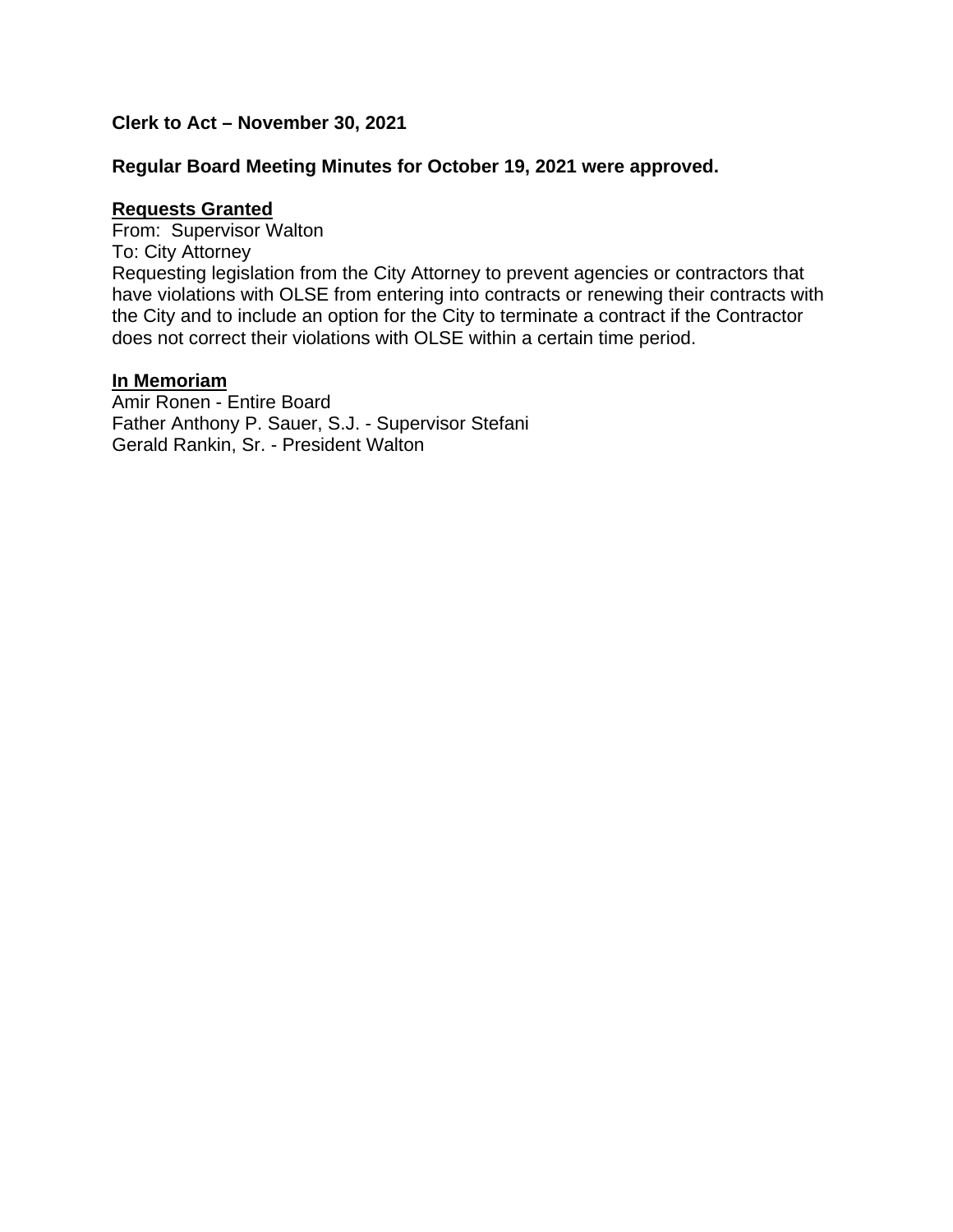**Clerk to Act – November 30, 2021**

**Regular Board Meeting Minutes for October 19, 2021 were approved.**

**Requests Granted**

From: Supervisor Walton
To: City Attorney
Requesting legislation from the City Attorney to prevent agencies or contractors that have violations with OLSE from entering into contracts or renewing their contracts with the City and to include an option for the City to terminate a contract if the Contractor does not correct their violations with OLSE within a certain time period.

**In Memoriam**

Amir Ronen - Entire Board
Father Anthony P. Sauer, S.J. - Supervisor Stefani
Gerald Rankin, Sr. - President Walton